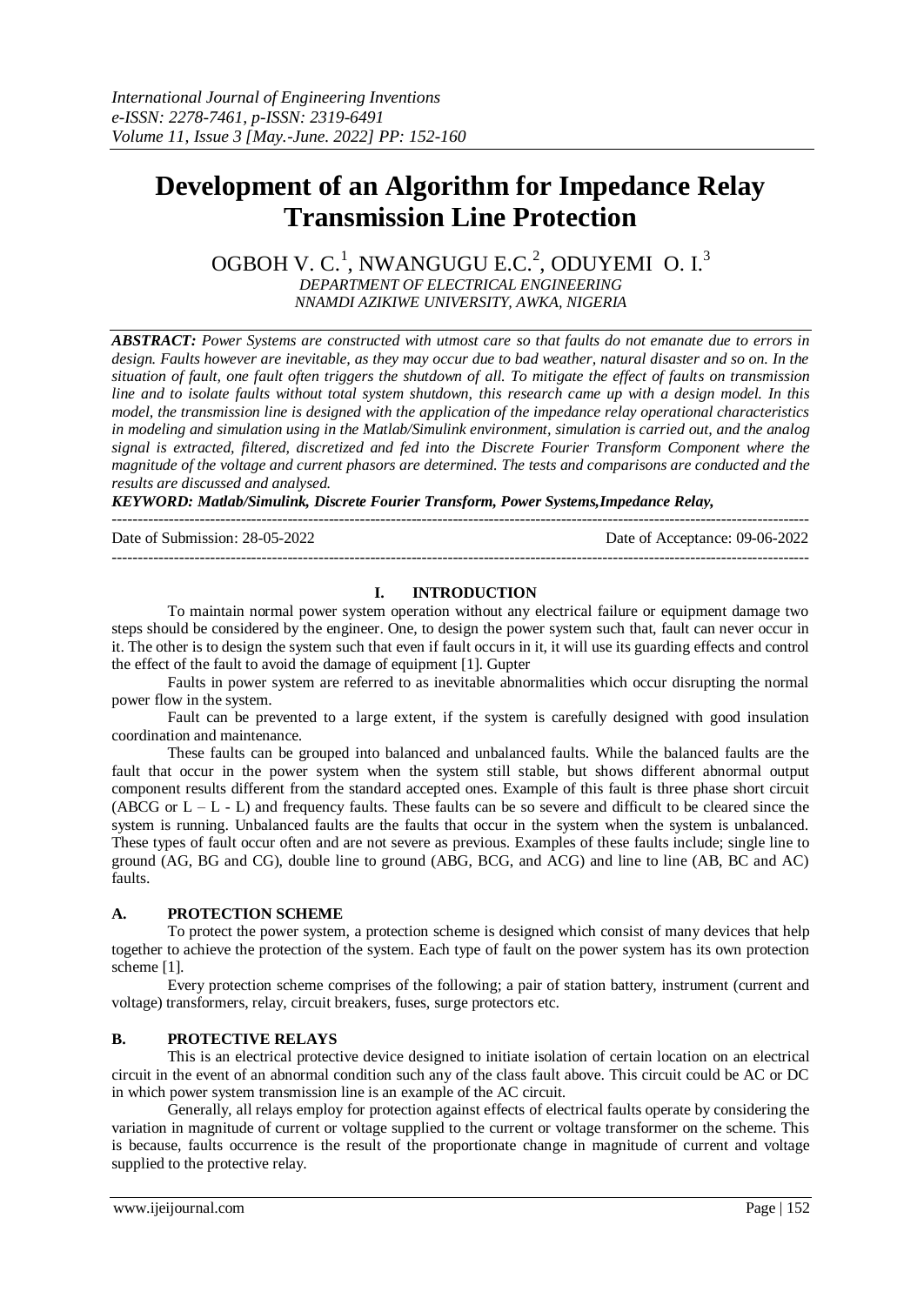*International Journal of Engineering Inventions*
*e-ISSN: 2278-7461, p-ISSN: 2319-6491*
*Volume 11, Issue 3 [May.-June. 2022] PP: 152-160*

# Development of an Algorithm for Impedance Relay Transmission Line Protection

OGBOH V. C.[1], NWANGUGU E.C.[2], ODUYEMI O. I.[3]
*DEPARTMENT OF ELECTRICAL ENGINEERING*
*NNAMDI AZIKIWE UNIVERSITY, AWKA, NIGERIA*

***ABSTRACT:*** *Power Systems are constructed with utmost care so that faults do not emanate due to errors in design. Faults however are inevitable, as they may occur due to bad weather, natural disaster and so on. In the situation of fault, one fault often triggers the shutdown of all. To mitigate the effect of faults on transmission line and to isolate faults without total system shutdown, this research came up with a design model. In this model, the transmission line is designed with the application of the impedance relay operational characteristics in modeling and simulation using in the Matlab/Simulink environment, simulation is carried out, and the analog signal is extracted, filtered, discretized and fed into the Discrete Fourier Transform Component where the magnitude of the voltage and current phasors are determined. The tests and comparisons are conducted and the results are discussed and analysed.*

***KEYWORD: Matlab/Simulink, Discrete Fourier Transform, Power Systems,Impedance Relay,***

---

Date of Submission: 28-05-2022 Date of Acceptance: 09-06-2022

---

## I. INTRODUCTION

To maintain normal power system operation without any electrical failure or equipment damage two steps should be considered by the engineer. One, to design the power system such that, fault can never occur in it. The other is to design the system such that even if fault occurs in it, it will use its guarding effects and control the effect of the fault to avoid the damage of equipment [1]. Gupter

Faults in power system are referred to as inevitable abnormalities which occur disrupting the normal power flow in the system.

Fault can be prevented to a large extent, if the system is carefully designed with good insulation coordination and maintenance.

These faults can be grouped into balanced and unbalanced faults. While the balanced faults are the fault that occur in the power system when the system still stable, but shows different abnormal output component results different from the standard accepted ones. Example of this fault is three phase short circuit (ABCG or L – L - L) and frequency faults. These faults can be so severe and difficult to be cleared since the system is running. Unbalanced faults are the faults that occur in the system when the system is unbalanced. These types of fault occur often and are not severe as previous. Examples of these faults include; single line to ground (AG, BG and CG), double line to ground (ABG, BCG, and ACG) and line to line (AB, BC and AC) faults.

### A. PROTECTION SCHEME

To protect the power system, a protection scheme is designed which consist of many devices that help together to achieve the protection of the system. Each type of fault on the power system has its own protection scheme [1].

Every protection scheme comprises of the following; a pair of station battery, instrument (current and voltage) transformers, relay, circuit breakers, fuses, surge protectors etc.

### B. PROTECTIVE RELAYS

This is an electrical protective device designed to initiate isolation of certain location on an electrical circuit in the event of an abnormal condition such any of the class fault above. This circuit could be AC or DC in which power system transmission line is an example of the AC circuit.

Generally, all relays employ for protection against effects of electrical faults operate by considering the variation in magnitude of current or voltage supplied to the current or voltage transformer on the scheme. This is because, faults occurrence is the result of the proportionate change in magnitude of current and voltage supplied to the protective relay.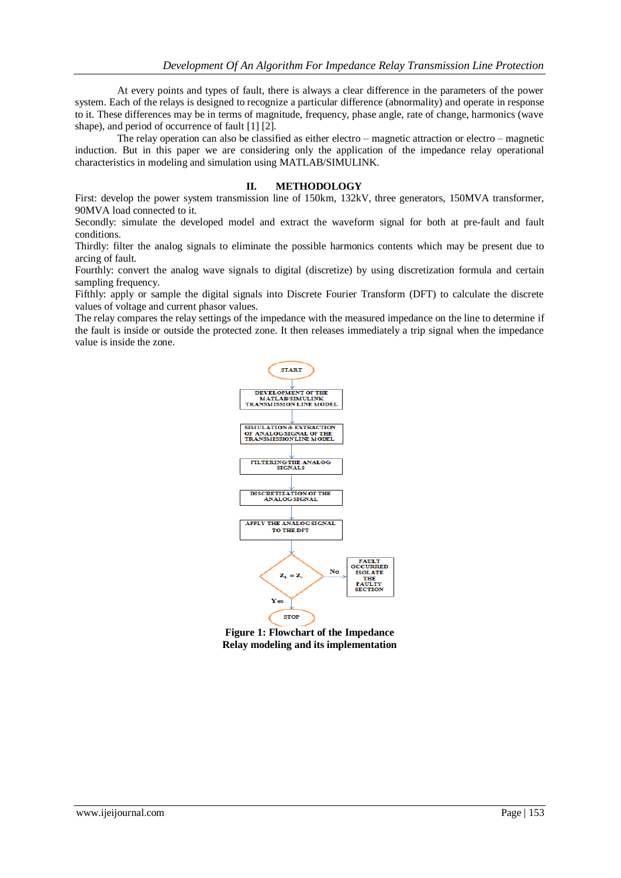At every points and types of fault, there is always a clear difference in the parameters of the power system. Each of the relays is designed to recognize a particular difference (abnormality) and operate in response to it. These differences may be in terms of magnitude, frequency, phase angle, rate of change, harmonics (wave shape), and period of occurrence of fault [1] [2].

The relay operation can also be classified as either electro – magnetic attraction or electro – magnetic induction. But in this paper we are considering only the application of the impedance relay operational characteristics in modeling and simulation using MATLAB/SIMULINK.

## II. METHODOLOGY

First: develop the power system transmission line of 150km, 132kV, three generators, 150MVA transformer, 90MVA load connected to it.
Secondly: simulate the developed model and extract the waveform signal for both at pre-fault and fault conditions.
Thirdly: filter the analog signals to eliminate the possible harmonics contents which may be present due to arcing of fault.
Fourthly: convert the analog wave signals to digital (discretize) by using discretization formula and certain sampling frequency.
Fifthly: apply or sample the digital signals into Discrete Fourier Transform (DFT) to calculate the discrete values of voltage and current phasor values.
The relay compares the relay settings of the impedance with the measured impedance on the line to determine if the fault is inside or outside the protected zone. It then releases immediately a trip signal when the impedance value is inside the zone.

START → DEVELOPMENT OF THE MATLAB/SIMULINK TRANSMISSION LINE MODEL → SIMULATION & EXTRACTION OF ANALOG SIGNAL OF THE TRANSMISSION LINE MODEL → FILTERING THE ANALOG SIGNALS → DISCRETIZATION OF THE ANALOG SIGNAL → APPLY THE ANALOG SIGNAL TO THE DFT → $Z_L = Z_s$ ? (Yes → STOP; No → FAULT OCCURRED ISOLATE THE FAULTY SECTION)

**Figure 1: Flowchart of the Impedance Relay modeling and its implementation**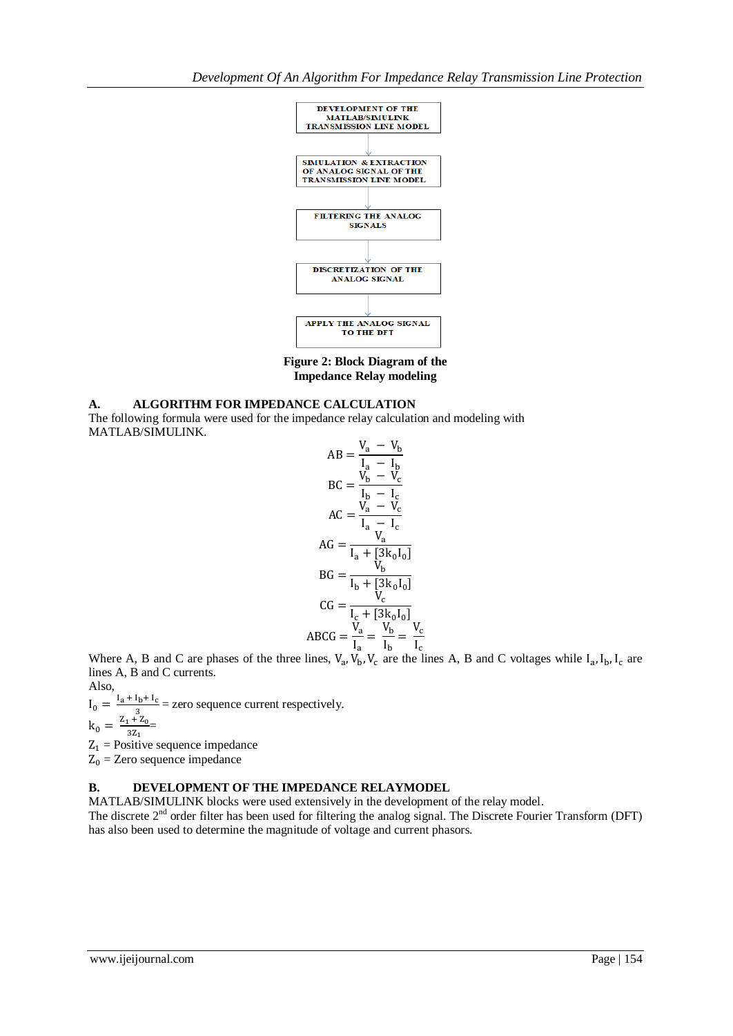DEVELOPMENT OF THE MATLAB/SIMULINK TRANSMISSION LINE MODEL

SIMULATION & EXTRACTION OF ANALOG SIGNAL OF THE TRANSMISSION LINE MODEL

FILTERING THE ANALOG SIGNALS

DISCRETIZATION OF THE ANALOG SIGNAL

APPLY THE ANALOG SIGNAL TO THE DFT

**Figure 2: Block Diagram of the Impedance Relay modeling**

## A. ALGORITHM FOR IMPEDANCE CALCULATION

The following formula were used for the impedance relay calculation and modeling with MATLAB/SIMULINK.

$$AB = \frac{V_a - V_b}{I_a - I_b}$$

$$BC = \frac{V_b - V_c}{I_b - I_c}$$

$$AC = \frac{V_a - V_c}{I_a - I_c}$$

$$AG = \frac{V_a}{I_a + [3k_0 I_0]}$$

$$BG = \frac{V_b}{I_b + [3k_0 I_0]}$$

$$CG = \frac{V_c}{I_c + [3k_0 I_0]}$$

$$ABCG = \frac{V_a}{I_a} = \frac{V_b}{I_b} = \frac{V_c}{I_c}$$

Where A, B and C are phases of the three lines, $V_a, V_b, V_c$ are the lines A, B and C voltages while $I_a, I_b, I_c$ are lines A, B and C currents.

Also,

$I_0 = \frac{I_a + I_b + I_c}{3}$ = zero sequence current respectively.

$k_0 = \frac{Z_1 + Z_0}{3Z_1} =$

$Z_1$ = Positive sequence impedance

$Z_0$ = Zero sequence impedance

## B. DEVELOPMENT OF THE IMPEDANCE RELAYMODEL

MATLAB/SIMULINK blocks were used extensively in the development of the relay model.

The discrete 2nd order filter has been used for filtering the analog signal. The Discrete Fourier Transform (DFT) has also been used to determine the magnitude of voltage and current phasors.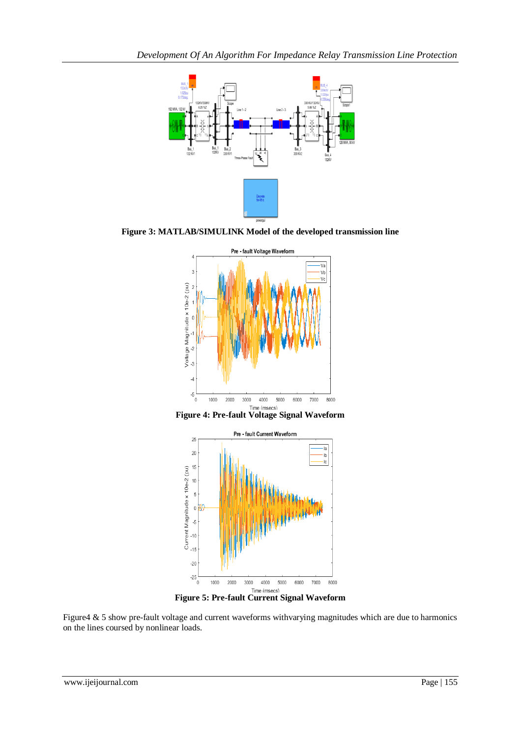**Figure 3: MATLAB/SIMULINK Model of the developed transmission line**

**Figure 4: Pre-fault Voltage Signal Waveform**

**Figure 5: Pre-fault Current Signal Waveform**

Figure4 & 5 show pre-fault voltage and current waveforms withvarying magnitudes which are due to harmonics on the lines coursed by nonlinear loads.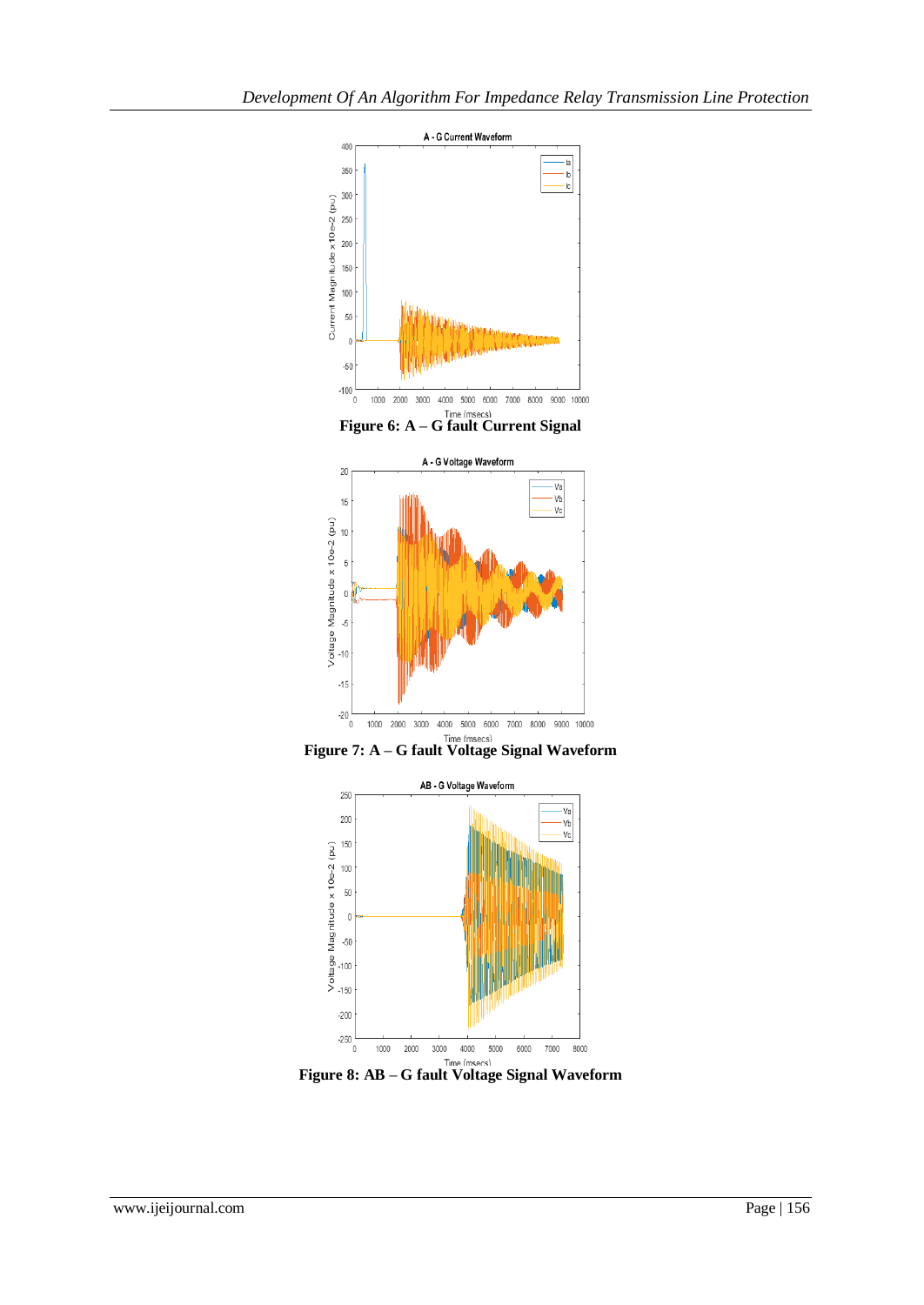Figure 6: A – G fault Current Signal

Figure 7: A – G fault Voltage Signal Waveform

Figure 8: AB – G fault Voltage Signal Waveform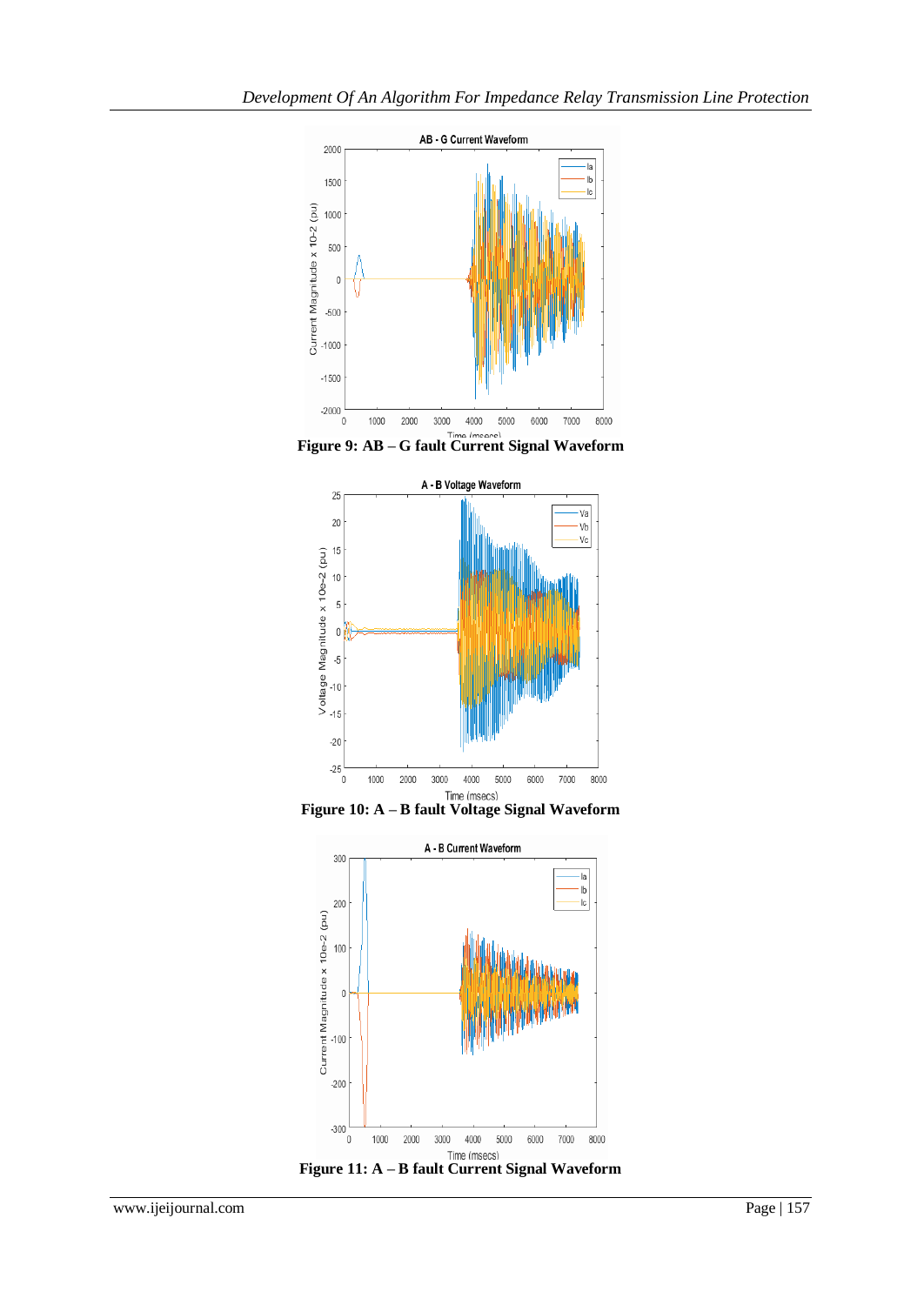Figure 9: AB – G fault Current Signal Waveform

Figure 10: A – B fault Voltage Signal Waveform

Figure 11: A – B fault Current Signal Waveform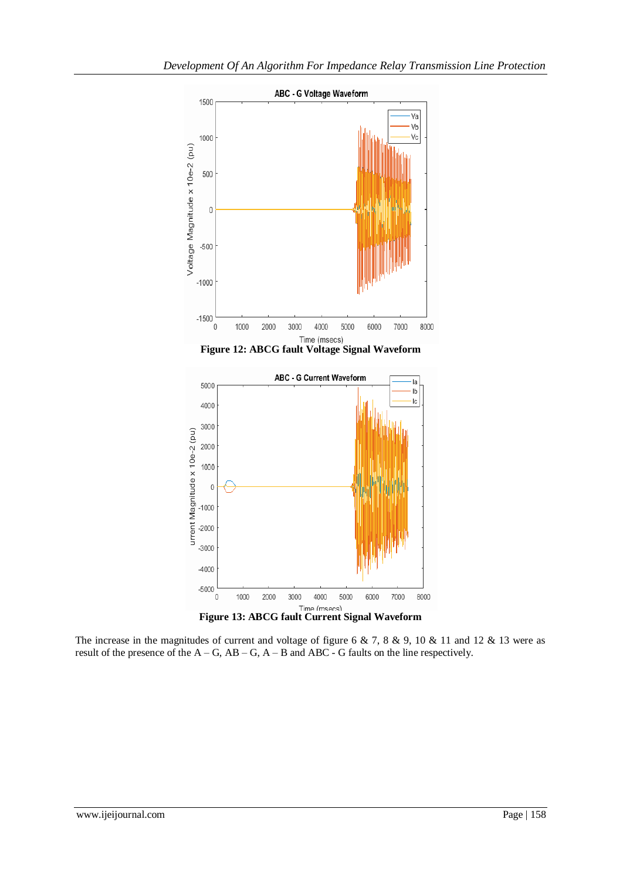Figure 12: ABCG fault Voltage Signal Waveform

Figure 13: ABCG fault Current Signal Waveform

The increase in the magnitudes of current and voltage of figure 6 & 7, 8 & 9, 10 & 11 and 12 & 13 were as result of the presence of the A – G, AB – G, A – B and ABC - G faults on the line respectively.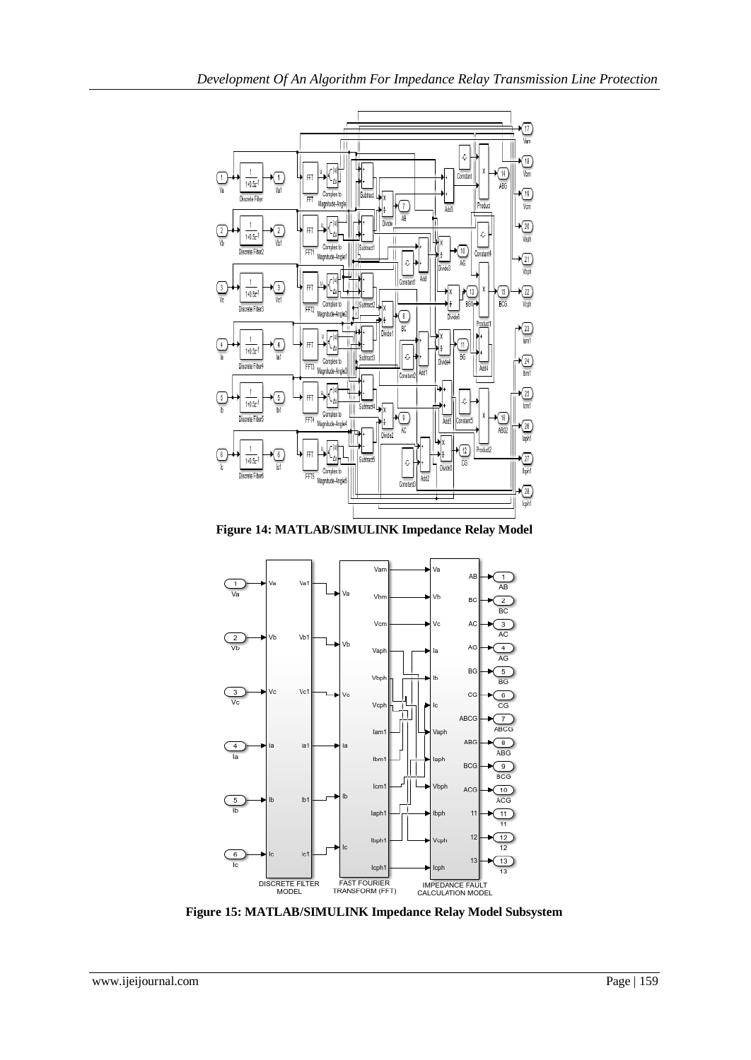**Figure 14: MATLAB/SIMULINK Impedance Relay Model**

**Figure 15: MATLAB/SIMULINK Impedance Relay Model Subsystem**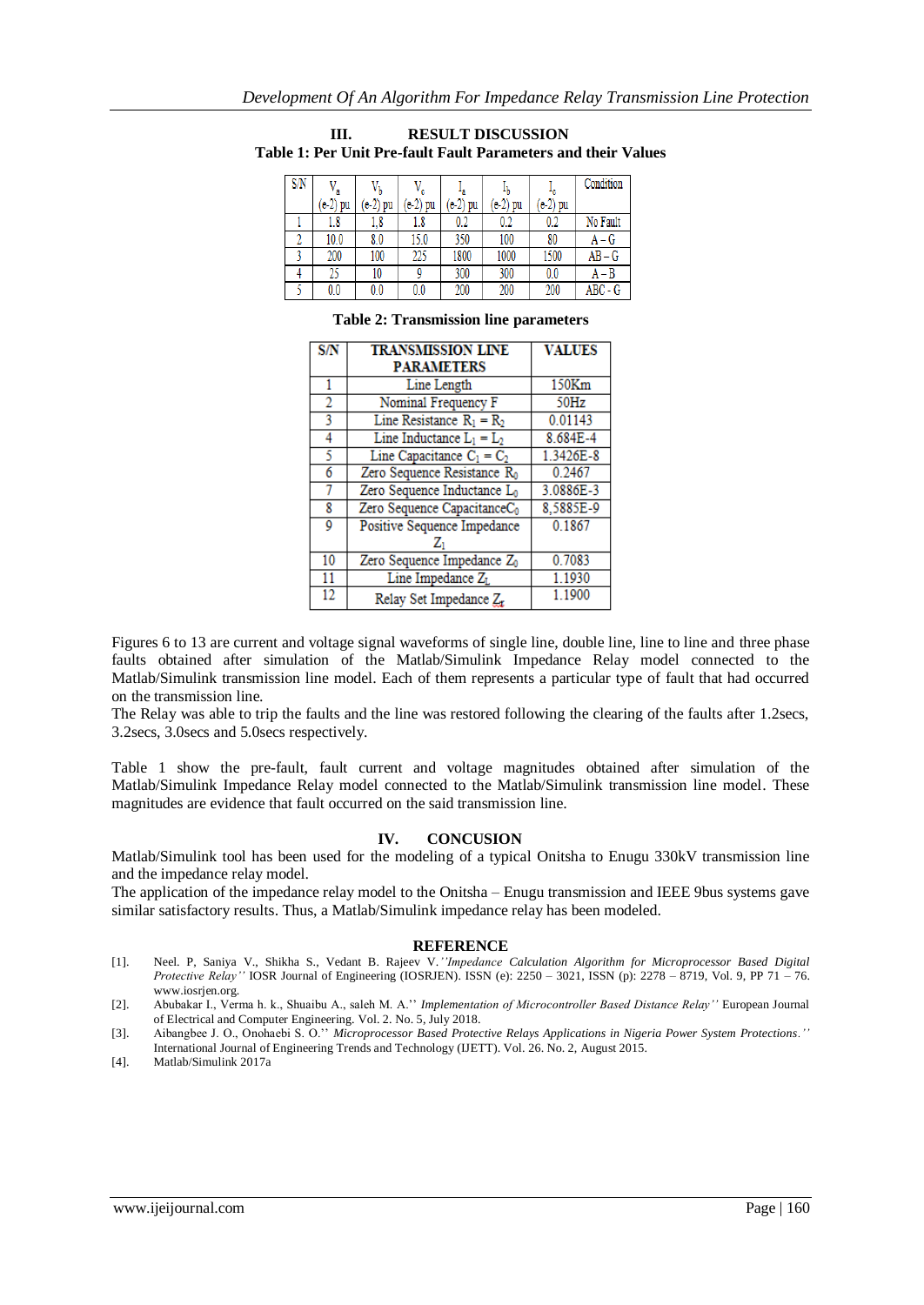## III. RESULT DISCUSSION

**Table 1: Per Unit Pre-fault Fault Parameters and their Values**

| S/N | $V_a$ (e-2) pu | $V_b$ (e-2) pu | $V_c$ (e-2) pu | $I_a$ (e-2) pu | $I_b$ (e-2) pu | $I_c$ (e-2) pu | Condition |
|---|---|---|---|---|---|---|---|
| 1 | 1.8 | 1,8 | 1.8 | 0.2 | 0.2 | 0.2 | No Fault |
| 2 | 10.0 | 8.0 | 15.0 | 350 | 100 | 80 | A – G |
| 3 | 200 | 100 | 225 | 1800 | 1000 | 1500 | AB – G |
| 4 | 25 | 10 | 9 | 300 | 300 | 0.0 | A – B |
| 5 | 0.0 | 0.0 | 0.0 | 200 | 200 | 200 | ABC - G |

**Table 2: Transmission line parameters**

| S/N | TRANSMISSION LINE PARAMETERS | VALUES |
|---|---|---|
| 1 | Line Length | 150Km |
| 2 | Nominal Frequency F | 50Hz |
| 3 | Line Resistance $R_1 = R_2$ | 0.01143 |
| 4 | Line Inductance $L_1 = L_2$ | 8.684E-4 |
| 5 | Line Capacitance $C_1 = C_2$ | 1.3426E-8 |
| 6 | Zero Sequence Resistance $R_0$ | 0.2467 |
| 7 | Zero Sequence Inductance $L_0$ | 3.0886E-3 |
| 8 | Zero Sequence Capacitance$C_0$ | 8,5885E-9 |
| 9 | Positive Sequence Impedance $Z_1$ | 0.1867 |
| 10 | Zero Sequence Impedance $Z_0$ | 0.7083 |
| 11 | Line Impedance $Z_L$ | 1.1930 |
| 12 | Relay Set Impedance $Z_r$ | 1.1900 |

Figures 6 to 13 are current and voltage signal waveforms of single line, double line, line to line and three phase faults obtained after simulation of the Matlab/Simulink Impedance Relay model connected to the Matlab/Simulink transmission line model. Each of them represents a particular type of fault that had occurred on the transmission line.

The Relay was able to trip the faults and the line was restored following the clearing of the faults after 1.2secs, 3.2secs, 3.0secs and 5.0secs respectively.

Table 1 show the pre-fault, fault current and voltage magnitudes obtained after simulation of the Matlab/Simulink Impedance Relay model connected to the Matlab/Simulink transmission line model. These magnitudes are evidence that fault occurred on the said transmission line.

## IV. CONCUSION

Matlab/Simulink tool has been used for the modeling of a typical Onitsha to Enugu 330kV transmission line and the impedance relay model.

The application of the impedance relay model to the Onitsha – Enugu transmission and IEEE 9bus systems gave similar satisfactory results. Thus, a Matlab/Simulink impedance relay has been modeled.

## REFERENCE

[1]. Neel. P, Saniya V., Shikha S., Vedant B. Rajeev V.*''Impedance Calculation Algorithm for Microprocessor Based Digital Protective Relay''* IOSR Journal of Engineering (IOSRJEN). ISSN (e): 2250 – 3021, ISSN (p): 2278 – 8719, Vol. 9, PP 71 – 76. www.iosrjen.org.

[2]. Abubakar I., Verma h. k., Shuaibu A., saleh M. A.'' *Implementation of Microcontroller Based Distance Relay''* European Journal of Electrical and Computer Engineering. Vol. 2. No. 5, July 2018.

[3]. Aibangbee J. O., Onohaebi S. O.'' *Microprocessor Based Protective Relays Applications in Nigeria Power System Protections.''* International Journal of Engineering Trends and Technology (IJETT). Vol. 26. No. 2, August 2015.

[4]. Matlab/Simulink 2017a